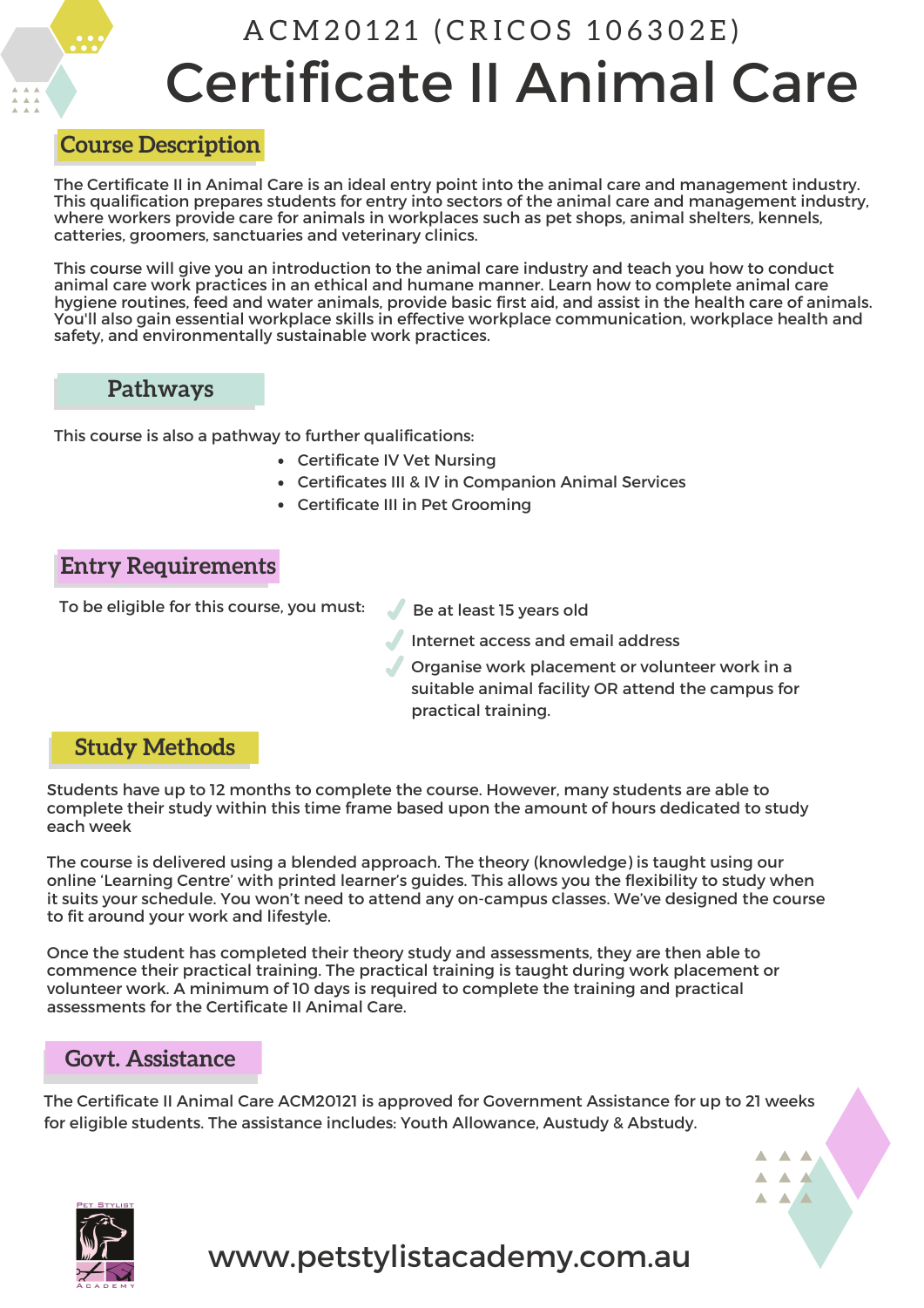ACM20121 (CRICOS 106302E)

# Certificate II Animal Care

## Course Description

The Certificate II in Animal Care is an ideal entry point into the animal care and management industry. This qualification prepares students for entry into sectors of the animal care and management industry, where workers provide care for animals in workplaces such as pet shops, animal shelters, kennels, catteries, groomers, sanctuaries and veterinary clinics.

This course will give you an introduction to the animal care industry and teach you how to conduct animal care work practices in an ethical and humane manner. Learn how to complete animal care hygiene routines, feed and water animals, provide basic first aid, and assist in the health care of animals. You'll also gain essential workplace skills in effective workplace communication, workplace health and safety, and environmentally sustainable work practices.

## Pathways

This course is also a pathway to further qualifications:

- Certificate IV Vet Nursing
- Certificates III & IV in Companion Animal Services
- Certificate III in Pet Grooming

## Entry Requirements

To be eligible for this course, you must:

- ✓ Be at least 15 years old
- ✓ Internet access and email address
- ✓ Organise work placement or volunteer work in a suitable animal facility OR attend the campus for practical training.

## Study Methods

Students have up to 12 months to complete the course. However, many students are able to complete their study within this time frame based upon the amount of hours dedicated to study each week

The course is delivered using a blended approach. The theory (knowledge) is taught using our online 'Learning Centre' with printed learner's guides. This allows you the flexibility to study when it suits your schedule. You won't need to attend any on-campus classes. We've designed the course to fit around your work and lifestyle.

Once the student has completed their theory study and assessments, they are then able to commence their practical training. The practical training is taught during work placement or volunteer work. A minimum of 10 days is required to complete the training and practical assessments for the Certificate II Animal Care.

## Govt. Assistance

The Certificate II Animal Care ACM20121 is approved for Government Assistance for up to 21 weeks for eligible students. The assistance includes: Youth Allowance, Austudy & Abstudy.

www.petstylistacademy.com.au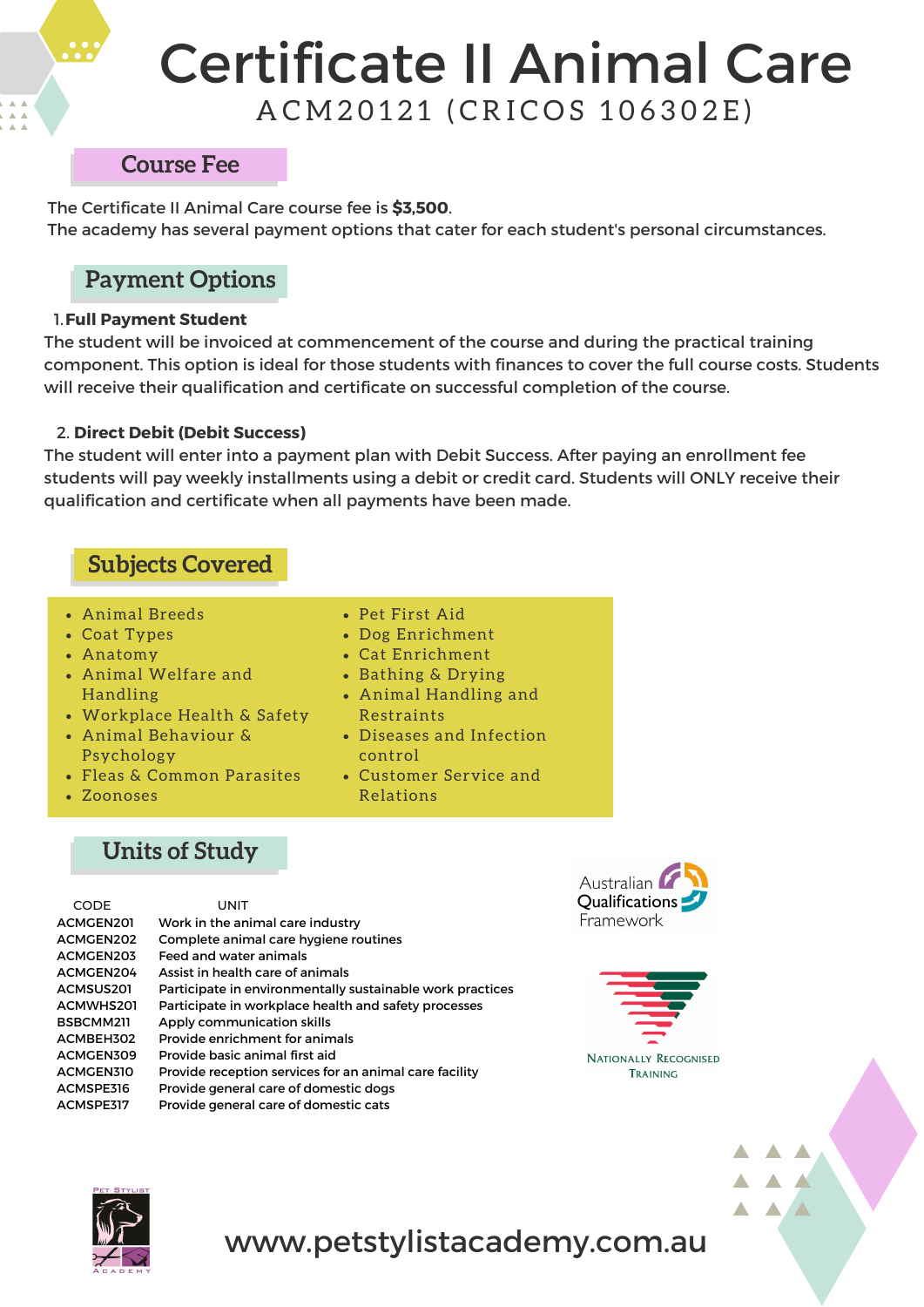# Certificate II Animal Care

ACM20121 (CRICOS 106302E)

## Course Fee

The Certificate II Animal Care course fee is **$3,500**.
The academy has several payment options that cater for each student's personal circumstances.

## Payment Options

1. **Full Payment Student**

The student will be invoiced at commencement of the course and during the practical training component. This option is ideal for those students with finances to cover the full course costs. Students will receive their qualification and certificate on successful completion of the course.

2. **Direct Debit (Debit Success)**

The student will enter into a payment plan with Debit Success. After paying an enrollment fee students will pay weekly installments using a debit or credit card. Students will ONLY receive their qualification and certificate when all payments have been made.

## Subjects Covered

- Animal Breeds
- Coat Types
- Anatomy
- Animal Welfare and Handling
- Workplace Health & Safety
- Animal Behaviour & Psychology
- Fleas & Common Parasites
- Zoonoses
- Pet First Aid
- Dog Enrichment
- Cat Enrichment
- Bathing & Drying
- Animal Handling and Restraints
- Diseases and Infection control
- Customer Service and Relations

## Units of Study

| CODE | UNIT |
|---|---|
| ACMGEN201 | Work in the animal care industry |
| ACMGEN202 | Complete animal care hygiene routines |
| ACMGEN203 | Feed and water animals |
| ACMGEN204 | Assist in health care of animals |
| ACMSUS201 | Participate in environmentally sustainable work practices |
| ACMWHS201 | Participate in workplace health and safety processes |
| BSBCMM211 | Apply communication skills |
| ACMBEH302 | Provide enrichment for animals |
| ACMGEN309 | Provide basic animal first aid |
| ACMGEN310 | Provide reception services for an animal care facility |
| ACMSPE316 | Provide general care of domestic dogs |
| ACMSPE317 | Provide general care of domestic cats |

Australian Qualifications Framework

Nationally Recognised Training

www.petstylistacademy.com.au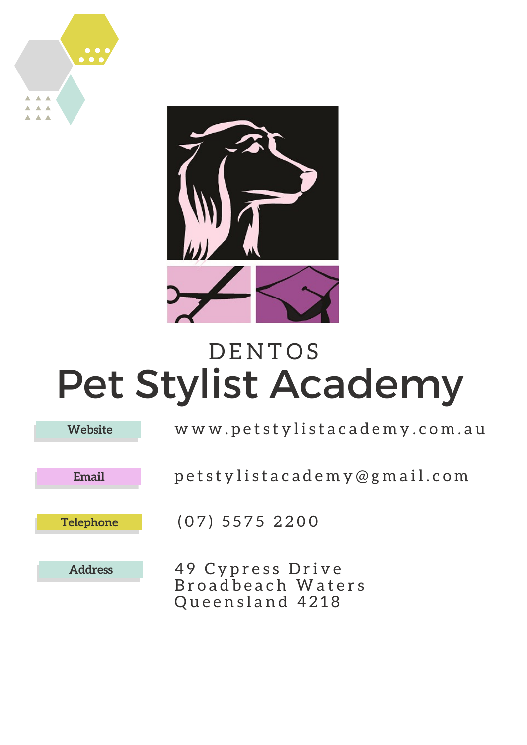DENTOS

# Pet Stylist Academy

| | |
|---|---|
| **Website** | www.petstylistacademy.com.au |
| **Email** | petstylistacademy@gmail.com |
| **Telephone** | (07) 5575 2200 |
| **Address** | 49 Cypress Drive<br>Broadbeach Waters<br>Queensland 4218 |